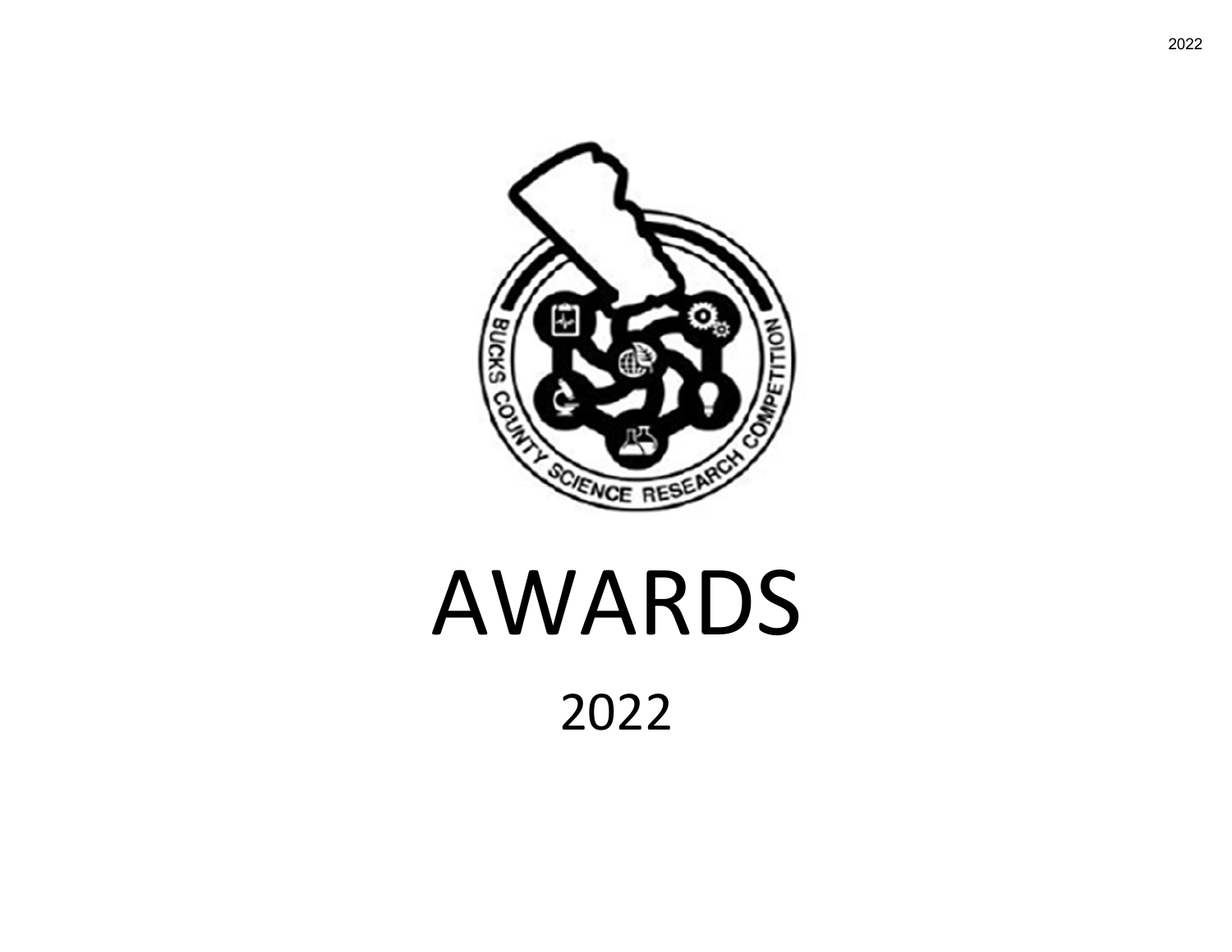# AWARDS

2022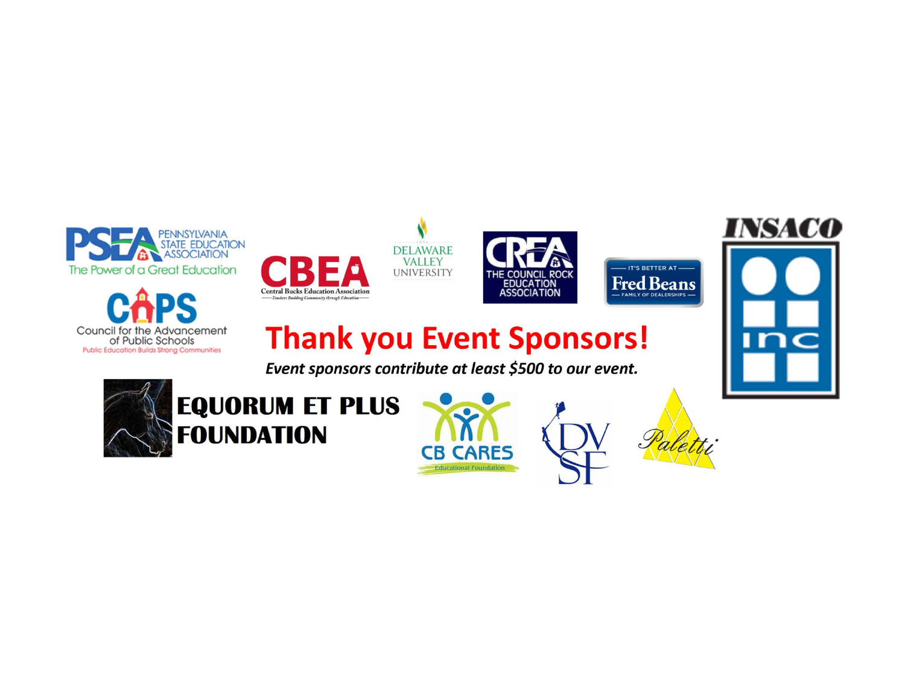PSEA Pennsylvania State Education Association – The Power of a Great Education

CAPS Council for the Advancement of Public Schools – Public Education Builds Strong Communities

CBEA Central Bucks Education Association – Teachers Building Community through Education

Delaware Valley University

CREA The Council Rock Education Association

It's Better at Fred Beans – Family of Dealerships

INSACO inc

# Thank you Event Sponsors!

***Event sponsors contribute at least $500 to our event.***

EQUORUM ET PLUS FOUNDATION

CB CARES Educational Foundation

DVSF

Paletti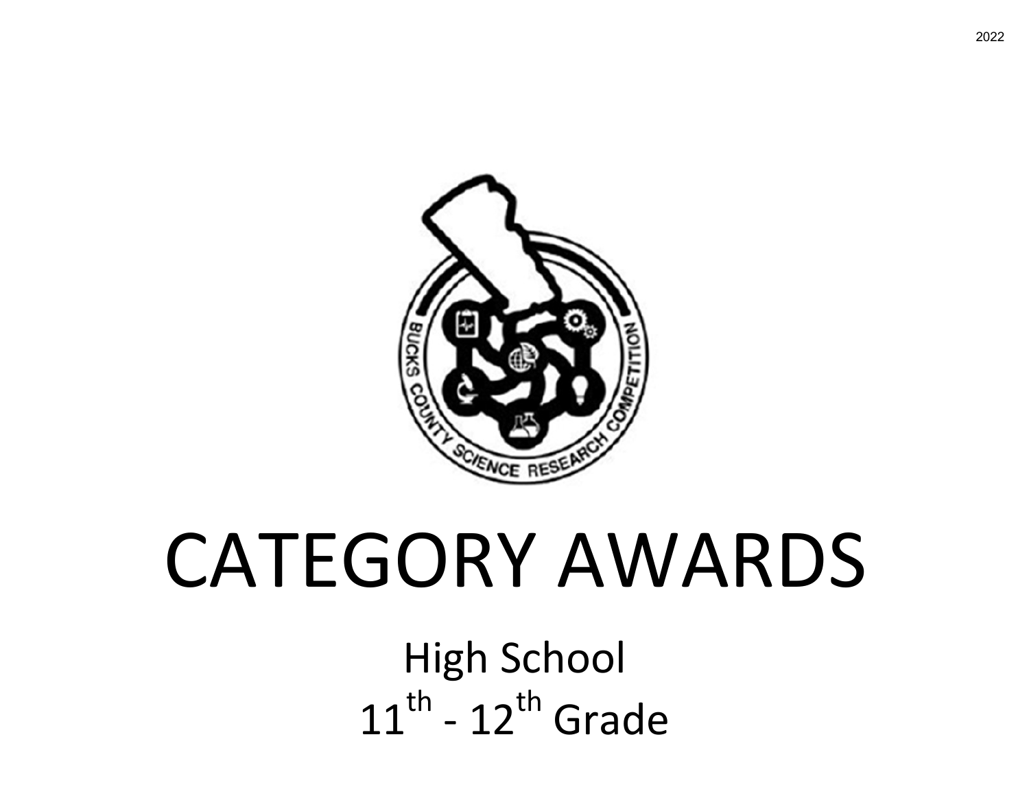2022

# CATEGORY AWARDS

## High School
## 11th - 12th Grade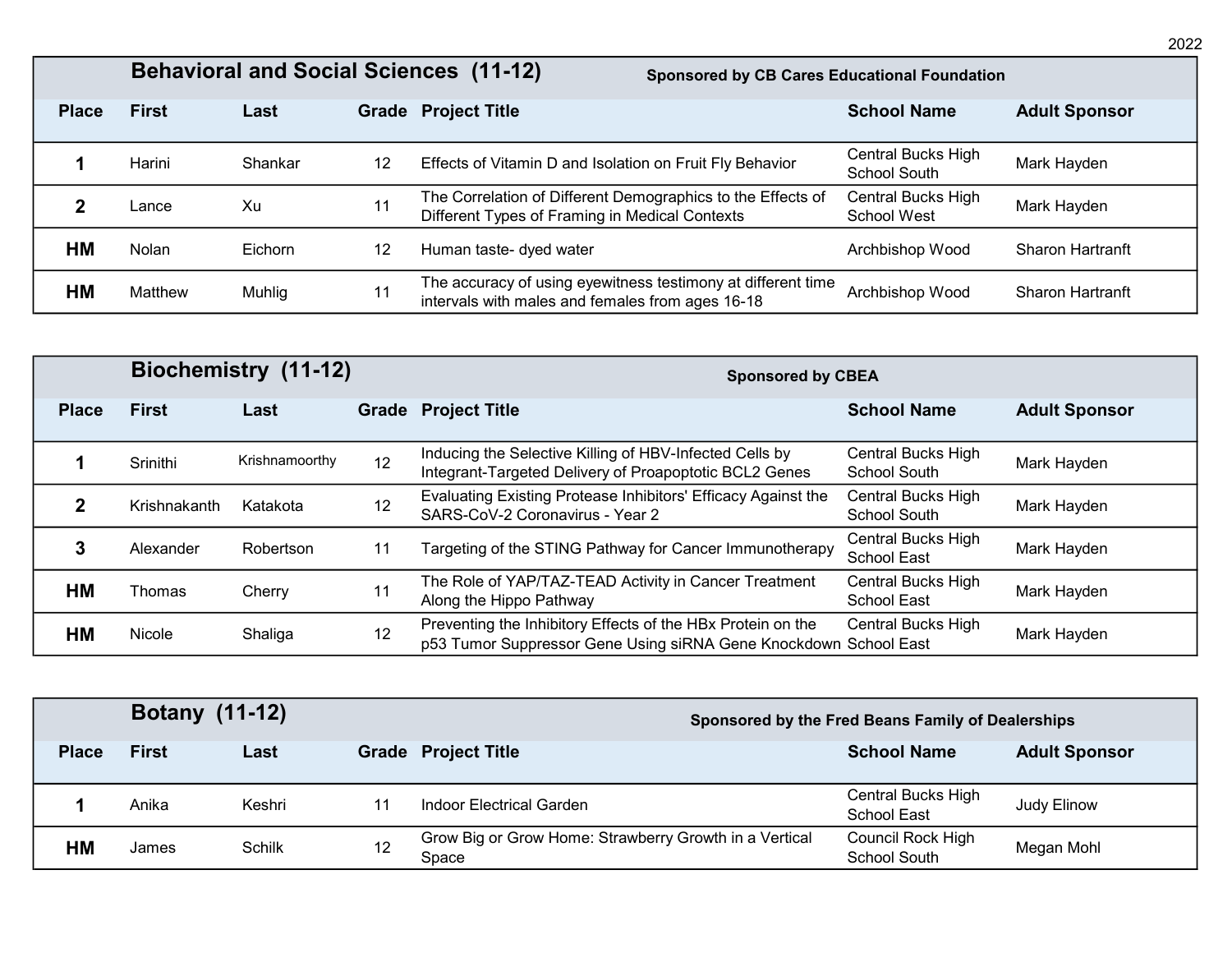## Behavioral and Social Sciences (11-12)

**Sponsored by CB Cares Educational Foundation**

| Place | First | Last | Grade | Project Title | School Name | Adult Sponsor |
|---|---|---|---|---|---|---|
| **1** | Harini | Shankar | 12 | Effects of Vitamin D and Isolation on Fruit Fly Behavior | Central Bucks High School South | Mark Hayden |
| **2** | Lance | Xu | 11 | The Correlation of Different Demographics to the Effects of Different Types of Framing in Medical Contexts | Central Bucks High School West | Mark Hayden |
| **HM** | Nolan | Eichorn | 12 | Human taste- dyed water | Archbishop Wood | Sharon Hartranft |
| **HM** | Matthew | Muhlig | 11 | The accuracy of using eyewitness testimony at different time intervals with males and females from ages 16-18 | Archbishop Wood | Sharon Hartranft |

## Biochemistry (11-12)

**Sponsored by CBEA**

| Place | First | Last | Grade | Project Title | School Name | Adult Sponsor |
|---|---|---|---|---|---|---|
| **1** | Srinithi | Krishnamoorthy | 12 | Inducing the Selective Killing of HBV-Infected Cells by Integrant-Targeted Delivery of Proapoptotic BCL2 Genes | Central Bucks High School South | Mark Hayden |
| **2** | Krishnakanth | Katakota | 12 | Evaluating Existing Protease Inhibitors' Efficacy Against the SARS-CoV-2 Coronavirus - Year 2 | Central Bucks High School South | Mark Hayden |
| **3** | Alexander | Robertson | 11 | Targeting of the STING Pathway for Cancer Immunotherapy | Central Bucks High School East | Mark Hayden |
| **HM** | Thomas | Cherry | 11 | The Role of YAP/TAZ-TEAD Activity in Cancer Treatment Along the Hippo Pathway | Central Bucks High School East | Mark Hayden |
| **HM** | Nicole | Shaliga | 12 | Preventing the Inhibitory Effects of the HBx Protein on the p53 Tumor Suppressor Gene Using siRNA Gene Knockdown | Central Bucks High School East | Mark Hayden |

## Botany (11-12)

**Sponsored by the Fred Beans Family of Dealerships**

| Place | First | Last | Grade | Project Title | School Name | Adult Sponsor |
|---|---|---|---|---|---|---|
| **1** | Anika | Keshri | 11 | Indoor Electrical Garden | Central Bucks High School East | Judy Elinow |
| **HM** | James | Schilk | 12 | Grow Big or Grow Home: Strawberry Growth in a Vertical Space | Council Rock High School South | Megan Mohl |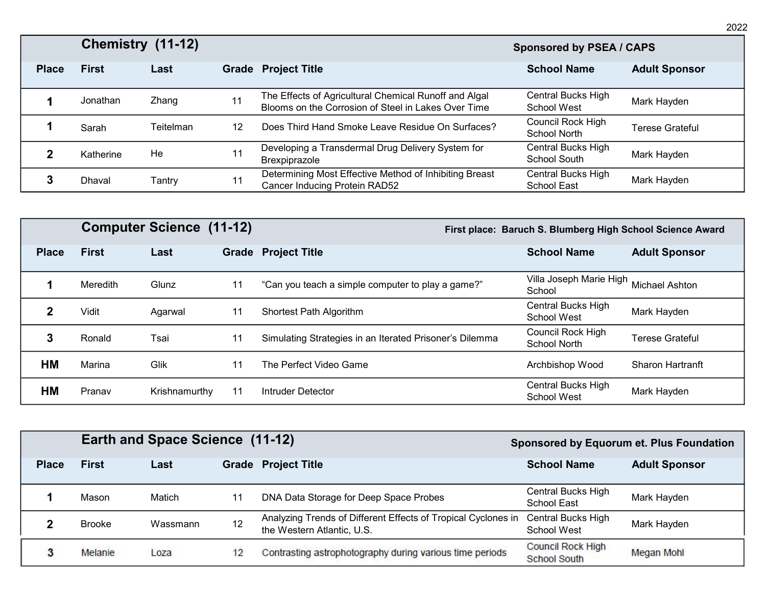## Chemistry (11-12)

**Sponsored by PSEA / CAPS**

| Place | First | Last | Grade | Project Title | School Name | Adult Sponsor |
|---|---|---|---|---|---|---|
| **1** | Jonathan | Zhang | 11 | The Effects of Agricultural Chemical Runoff and Algal Blooms on the Corrosion of Steel in Lakes Over Time | Central Bucks High School West | Mark Hayden |
| **1** | Sarah | Teitelman | 12 | Does Third Hand Smoke Leave Residue On Surfaces? | Council Rock High School North | Terese Grateful |
| **2** | Katherine | He | 11 | Developing a Transdermal Drug Delivery System for Brexpiprazole | Central Bucks High School South | Mark Hayden |
| **3** | Dhaval | Tantry | 11 | Determining Most Effective Method of Inhibiting Breast Cancer Inducing Protein RAD52 | Central Bucks High School East | Mark Hayden |

## Computer Science (11-12)

**First place: Baruch S. Blumberg High School Science Award**

| Place | First | Last | Grade | Project Title | School Name | Adult Sponsor |
|---|---|---|---|---|---|---|
| **1** | Meredith | Glunz | 11 | “Can you teach a simple computer to play a game?” | Villa Joseph Marie High School | Michael Ashton |
| **2** | Vidit | Agarwal | 11 | Shortest Path Algorithm | Central Bucks High School West | Mark Hayden |
| **3** | Ronald | Tsai | 11 | Simulating Strategies in an Iterated Prisoner’s Dilemma | Council Rock High School North | Terese Grateful |
| **HM** | Marina | Glik | 11 | The Perfect Video Game | Archbishop Wood | Sharon Hartranft |
| **HM** | Pranav | Krishnamurthy | 11 | Intruder Detector | Central Bucks High School West | Mark Hayden |

## Earth and Space Science (11-12)

**Sponsored by Equorum et. Plus Foundation**

| Place | First | Last | Grade | Project Title | School Name | Adult Sponsor |
|---|---|---|---|---|---|---|
| **1** | Mason | Matich | 11 | DNA Data Storage for Deep Space Probes | Central Bucks High School East | Mark Hayden |
| **2** | Brooke | Wassmann | 12 | Analyzing Trends of Different Effects of Tropical Cyclones in the Western Atlantic, U.S. | Central Bucks High School West | Mark Hayden |
| **3** | Melanie | Loza | 12 | Contrasting astrophotography during various time periods | Council Rock High School South | Megan Mohl |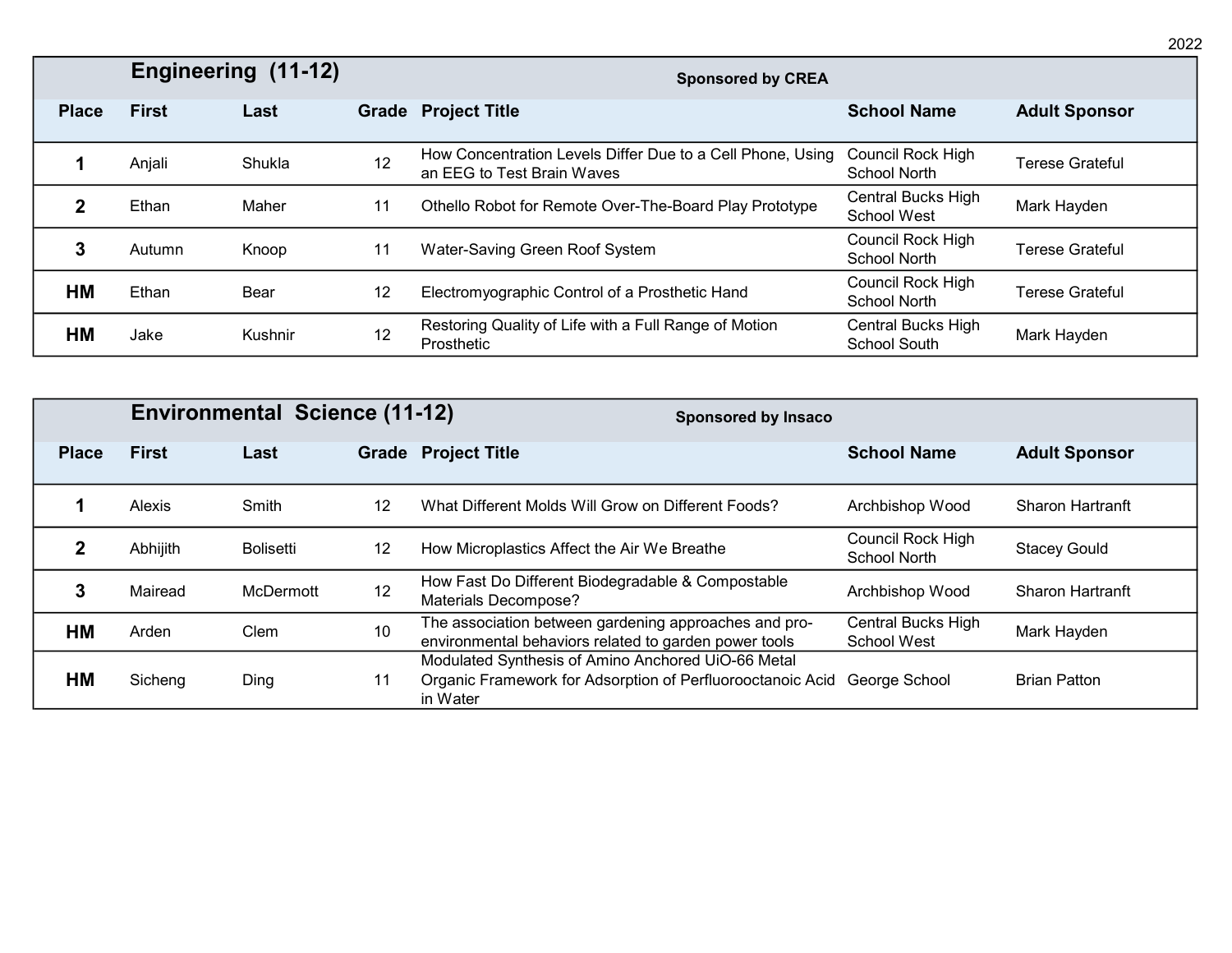## Engineering (11-12)

**Sponsored by CREA**

| Place | First | Last | Grade | Project Title | School Name | Adult Sponsor |
|---|---|---|---|---|---|---|
| 1 | Anjali | Shukla | 12 | How Concentration Levels Differ Due to a Cell Phone, Using an EEG to Test Brain Waves | Council Rock High School North | Terese Grateful |
| 2 | Ethan | Maher | 11 | Othello Robot for Remote Over-The-Board Play Prototype | Central Bucks High School West | Mark Hayden |
| 3 | Autumn | Knoop | 11 | Water-Saving Green Roof System | Council Rock High School North | Terese Grateful |
| HM | Ethan | Bear | 12 | Electromyographic Control of a Prosthetic Hand | Council Rock High School North | Terese Grateful |
| HM | Jake | Kushnir | 12 | Restoring Quality of Life with a Full Range of Motion Prosthetic | Central Bucks High School South | Mark Hayden |

## Environmental Science (11-12)

**Sponsored by Insaco**

| Place | First | Last | Grade | Project Title | School Name | Adult Sponsor |
|---|---|---|---|---|---|---|
| 1 | Alexis | Smith | 12 | What Different Molds Will Grow on Different Foods? | Archbishop Wood | Sharon Hartranft |
| 2 | Abhijith | Bolisetti | 12 | How Microplastics Affect the Air We Breathe | Council Rock High School North | Stacey Gould |
| 3 | Mairead | McDermott | 12 | How Fast Do Different Biodegradable & Compostable Materials Decompose? | Archbishop Wood | Sharon Hartranft |
| HM | Arden | Clem | 10 | The association between gardening approaches and pro-environmental behaviors related to garden power tools | Central Bucks High School West | Mark Hayden |
| HM | Sicheng | Ding | 11 | Modulated Synthesis of Amino Anchored UiO-66 Metal Organic Framework for Adsorption of Perfluorooctanoic Acid in Water | George School | Brian Patton |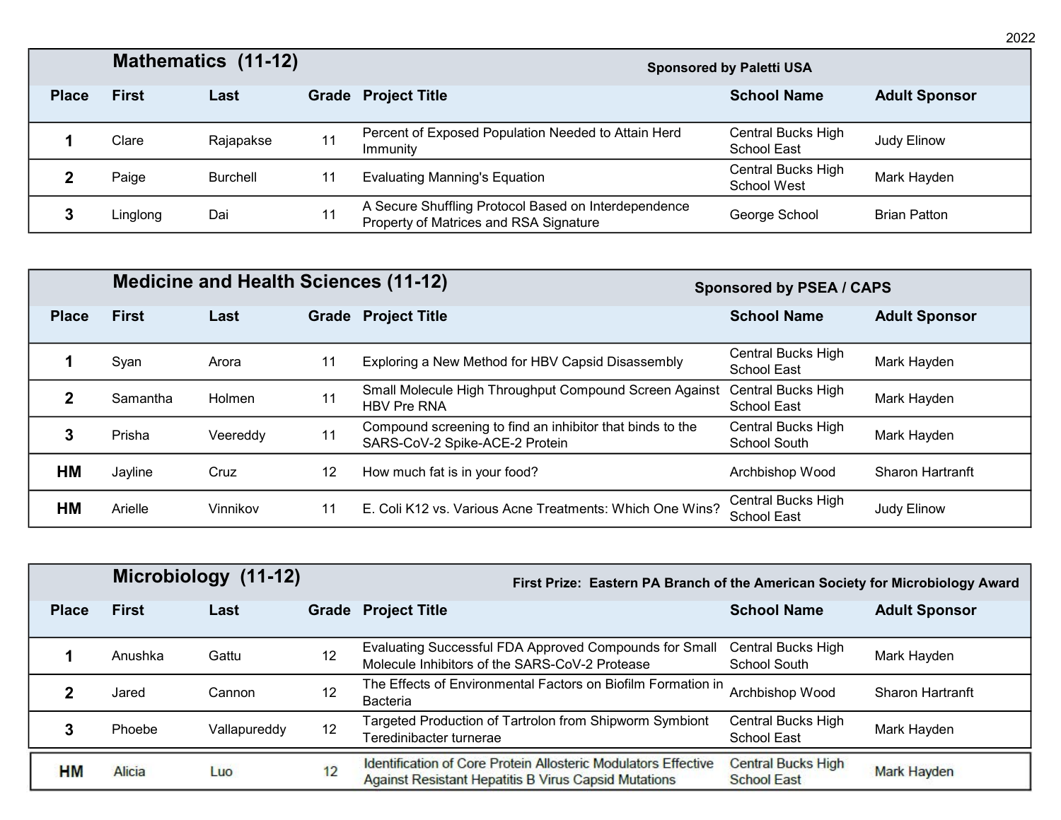## Mathematics (11-12)

**Sponsored by Paletti USA**

| Place | First | Last | Grade | Project Title | School Name | Adult Sponsor |
|---|---|---|---|---|---|---|
| **1** | Clare | Rajapakse | 11 | Percent of Exposed Population Needed to Attain Herd Immunity | Central Bucks High School East | Judy Elinow |
| **2** | Paige | Burchell | 11 | Evaluating Manning's Equation | Central Bucks High School West | Mark Hayden |
| **3** | Linglong | Dai | 11 | A Secure Shuffling Protocol Based on Interdependence Property of Matrices and RSA Signature | George School | Brian Patton |

## Medicine and Health Sciences (11-12)

**Sponsored by PSEA / CAPS**

| Place | First | Last | Grade | Project Title | School Name | Adult Sponsor |
|---|---|---|---|---|---|---|
| **1** | Syan | Arora | 11 | Exploring a New Method for HBV Capsid Disassembly | Central Bucks High School East | Mark Hayden |
| **2** | Samantha | Holmen | 11 | Small Molecule High Throughput Compound Screen Against HBV Pre RNA | Central Bucks High School East | Mark Hayden |
| **3** | Prisha | Veereddy | 11 | Compound screening to find an inhibitor that binds to the SARS-CoV-2 Spike-ACE-2 Protein | Central Bucks High School South | Mark Hayden |
| **HM** | Jayline | Cruz | 12 | How much fat is in your food? | Archbishop Wood | Sharon Hartranft |
| **HM** | Arielle | Vinnikov | 11 | E. Coli K12 vs. Various Acne Treatments: Which One Wins? | Central Bucks High School East | Judy Elinow |

## Microbiology (11-12)

**First Prize: Eastern PA Branch of the American Society for Microbiology Award**

| Place | First | Last | Grade | Project Title | School Name | Adult Sponsor |
|---|---|---|---|---|---|---|
| **1** | Anushka | Gattu | 12 | Evaluating Successful FDA Approved Compounds for Small Molecule Inhibitors of the SARS-CoV-2 Protease | Central Bucks High School South | Mark Hayden |
| **2** | Jared | Cannon | 12 | The Effects of Environmental Factors on Biofilm Formation in Bacteria | Archbishop Wood | Sharon Hartranft |
| **3** | Phoebe | Vallapureddy | 12 | Targeted Production of Tartrolon from Shipworm Symbiont Teredinibacter turnerae | Central Bucks High School East | Mark Hayden |
| **HM** | Alicia | Luo | 12 | Identification of Core Protein Allosteric Modulators Effective Against Resistant Hepatitis B Virus Capsid Mutations | Central Bucks High School East | Mark Hayden |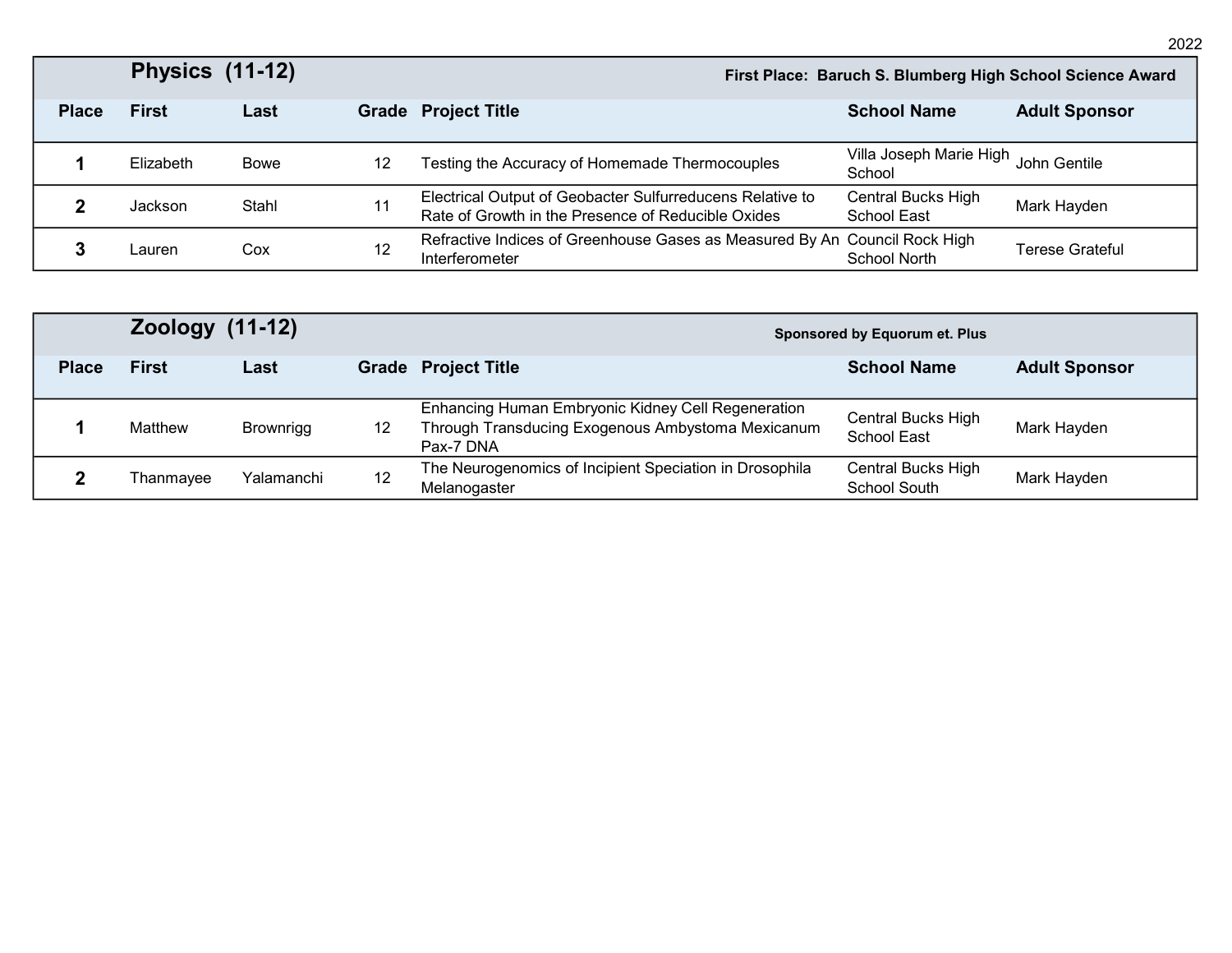## Physics (11-12)

**First Place: Baruch S. Blumberg High School Science Award**

| Place | First | Last | Grade | Project Title | School Name | Adult Sponsor |
|---|---|---|---|---|---|---|
| 1 | Elizabeth | Bowe | 12 | Testing the Accuracy of Homemade Thermocouples | Villa Joseph Marie High School | John Gentile |
| 2 | Jackson | Stahl | 11 | Electrical Output of Geobacter Sulfurreducens Relative to Rate of Growth in the Presence of Reducible Oxides | Central Bucks High School East | Mark Hayden |
| 3 | Lauren | Cox | 12 | Refractive Indices of Greenhouse Gases as Measured By An Interferometer | Council Rock High School North | Terese Grateful |

## Zoology (11-12)

**Sponsored by Equorum et. Plus**

| Place | First | Last | Grade | Project Title | School Name | Adult Sponsor |
|---|---|---|---|---|---|---|
| 1 | Matthew | Brownrigg | 12 | Enhancing Human Embryonic Kidney Cell Regeneration Through Transducing Exogenous Ambystoma Mexicanum Pax-7 DNA | Central Bucks High School East | Mark Hayden |
| 2 | Thanmayee | Yalamanchi | 12 | The Neurogenomics of Incipient Speciation in Drosophila Melanogaster | Central Bucks High School South | Mark Hayden |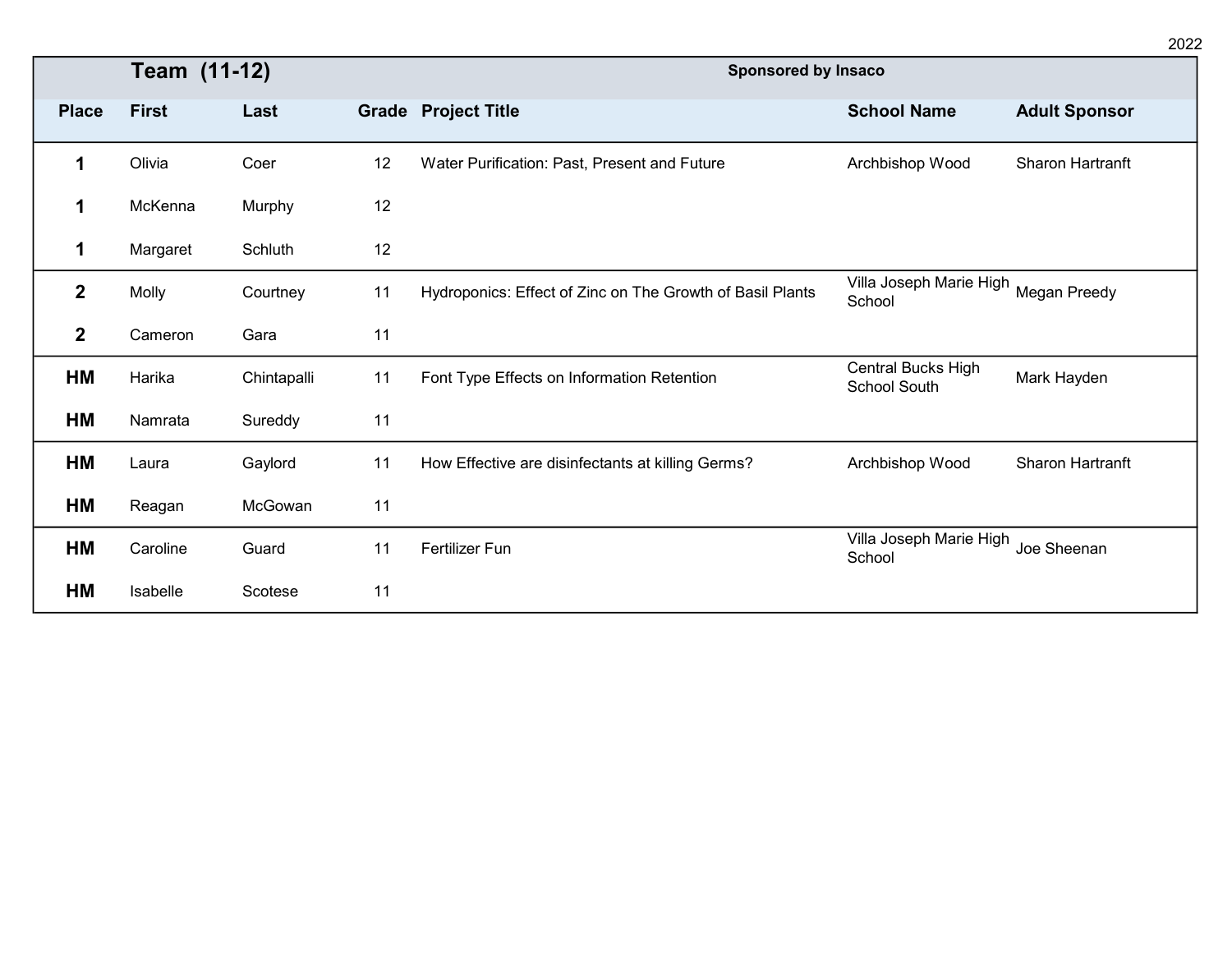## Team (11-12)

**Sponsored by Insaco**

| Place | First | Last | Grade | Project Title | School Name | Adult Sponsor |
|---|---|---|---|---|---|---|
| **1** | Olivia | Coer | 12 | Water Purification: Past, Present and Future | Archbishop Wood | Sharon Hartranft |
| **1** | McKenna | Murphy | 12 | | | |
| **1** | Margaret | Schluth | 12 | | | |
| **2** | Molly | Courtney | 11 | Hydroponics: Effect of Zinc on The Growth of Basil Plants | Villa Joseph Marie High School | Megan Preedy |
| **2** | Cameron | Gara | 11 | | | |
| **HM** | Harika | Chintapalli | 11 | Font Type Effects on Information Retention | Central Bucks High School South | Mark Hayden |
| **HM** | Namrata | Sureddy | 11 | | | |
| **HM** | Laura | Gaylord | 11 | How Effective are disinfectants at killing Germs? | Archbishop Wood | Sharon Hartranft |
| **HM** | Reagan | McGowan | 11 | | | |
| **HM** | Caroline | Guard | 11 | Fertilizer Fun | Villa Joseph Marie High School | Joe Sheenan |
| **HM** | Isabelle | Scotese | 11 | | | |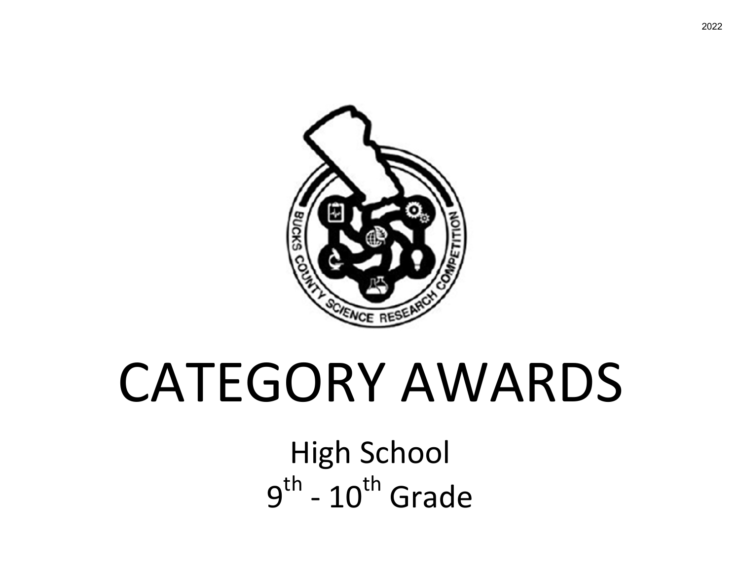# CATEGORY AWARDS

## High School
## $9^{th}$ - $10^{th}$ Grade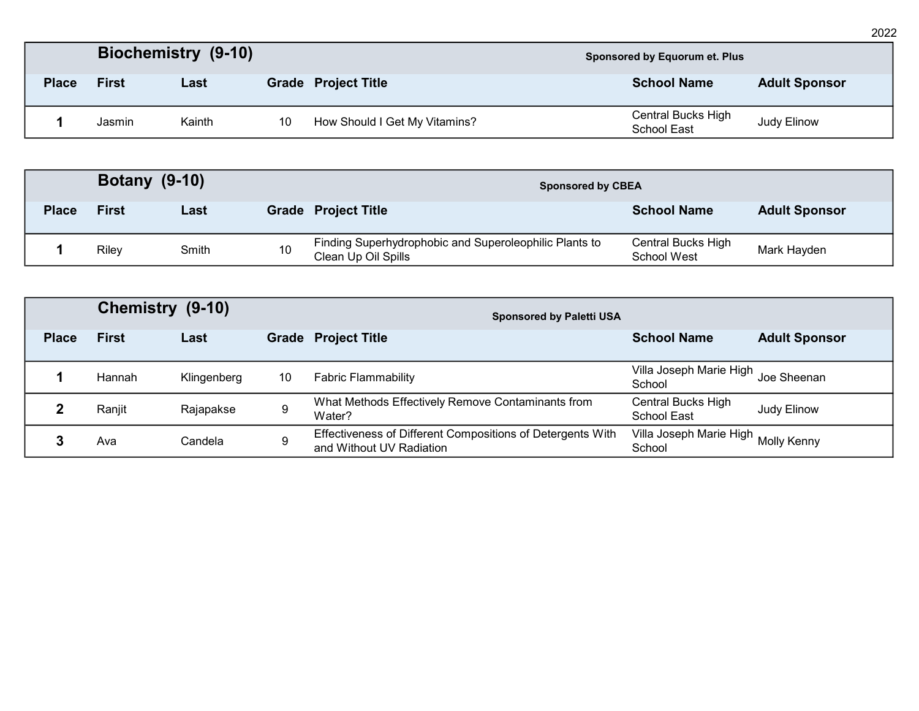## Biochemistry (9-10)

**Sponsored by Equorum et. Plus**

| Place | First | Last | Grade | Project Title | School Name | Adult Sponsor |
|---|---|---|---|---|---|---|
| 1 | Jasmin | Kainth | 10 | How Should I Get My Vitamins? | Central Bucks High School East | Judy Elinow |

## Botany (9-10)

**Sponsored by CBEA**

| Place | First | Last | Grade | Project Title | School Name | Adult Sponsor |
|---|---|---|---|---|---|---|
| 1 | Riley | Smith | 10 | Finding Superhydrophobic and Superoleophilic Plants to Clean Up Oil Spills | Central Bucks High School West | Mark Hayden |

## Chemistry (9-10)

**Sponsored by Paletti USA**

| Place | First | Last | Grade | Project Title | School Name | Adult Sponsor |
|---|---|---|---|---|---|---|
| 1 | Hannah | Klingenberg | 10 | Fabric Flammability | Villa Joseph Marie High School | Joe Sheenan |
| 2 | Ranjit | Rajapakse | 9 | What Methods Effectively Remove Contaminants from Water? | Central Bucks High School East | Judy Elinow |
| 3 | Ava | Candela | 9 | Effectiveness of Different Compositions of Detergents With and Without UV Radiation | Villa Joseph Marie High School | Molly Kenny |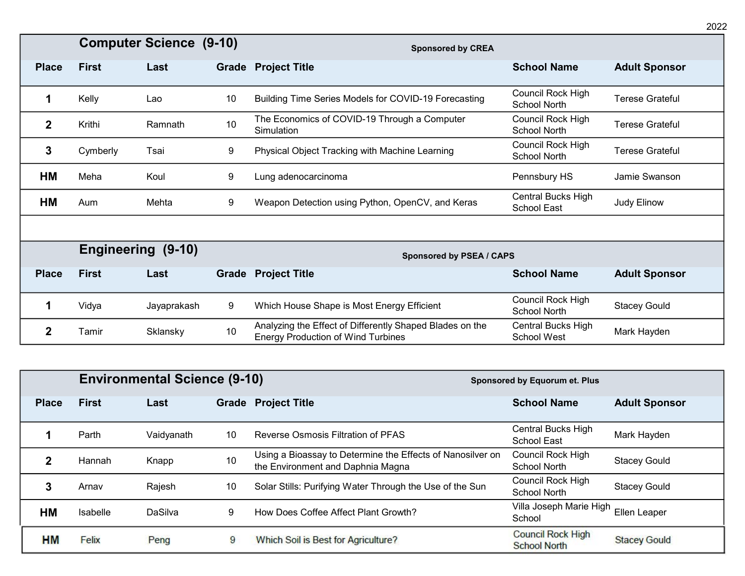2022

## Computer Science (9-10)

**Sponsored by CREA**

| Place | First | Last | Grade | Project Title | School Name | Adult Sponsor |
|---|---|---|---|---|---|---|
| 1 | Kelly | Lao | 10 | Building Time Series Models for COVID-19 Forecasting | Council Rock High School North | Terese Grateful |
| 2 | Krithi | Ramnath | 10 | The Economics of COVID-19 Through a Computer Simulation | Council Rock High School North | Terese Grateful |
| 3 | Cymberly | Tsai | 9 | Physical Object Tracking with Machine Learning | Council Rock High School North | Terese Grateful |
| HM | Meha | Koul | 9 | Lung adenocarcinoma | Pennsbury HS | Jamie Swanson |
| HM | Aum | Mehta | 9 | Weapon Detection using Python, OpenCV, and Keras | Central Bucks High School East | Judy Elinow |

## Engineering (9-10)

**Sponsored by PSEA / CAPS**

| Place | First | Last | Grade | Project Title | School Name | Adult Sponsor |
|---|---|---|---|---|---|---|
| 1 | Vidya | Jayaprakash | 9 | Which House Shape is Most Energy Efficient | Council Rock High School North | Stacey Gould |
| 2 | Tamir | Sklansky | 10 | Analyzing the Effect of Differently Shaped Blades on the Energy Production of Wind Turbines | Central Bucks High School West | Mark Hayden |

## Environmental Science (9-10)

**Sponsored by Equorum et. Plus**

| Place | First | Last | Grade | Project Title | School Name | Adult Sponsor |
|---|---|---|---|---|---|---|
| 1 | Parth | Vaidyanath | 10 | Reverse Osmosis Filtration of PFAS | Central Bucks High School East | Mark Hayden |
| 2 | Hannah | Knapp | 10 | Using a Bioassay to Determine the Effects of Nanosilver on the Environment and Daphnia Magna | Council Rock High School North | Stacey Gould |
| 3 | Arnav | Rajesh | 10 | Solar Stills: Purifying Water Through the Use of the Sun | Council Rock High School North | Stacey Gould |
| HM | Isabelle | DaSilva | 9 | How Does Coffee Affect Plant Growth? | Villa Joseph Marie High School | Ellen Leaper |
| HM | Felix | Peng | 9 | Which Soil is Best for Agriculture? | Council Rock High School North | Stacey Gould |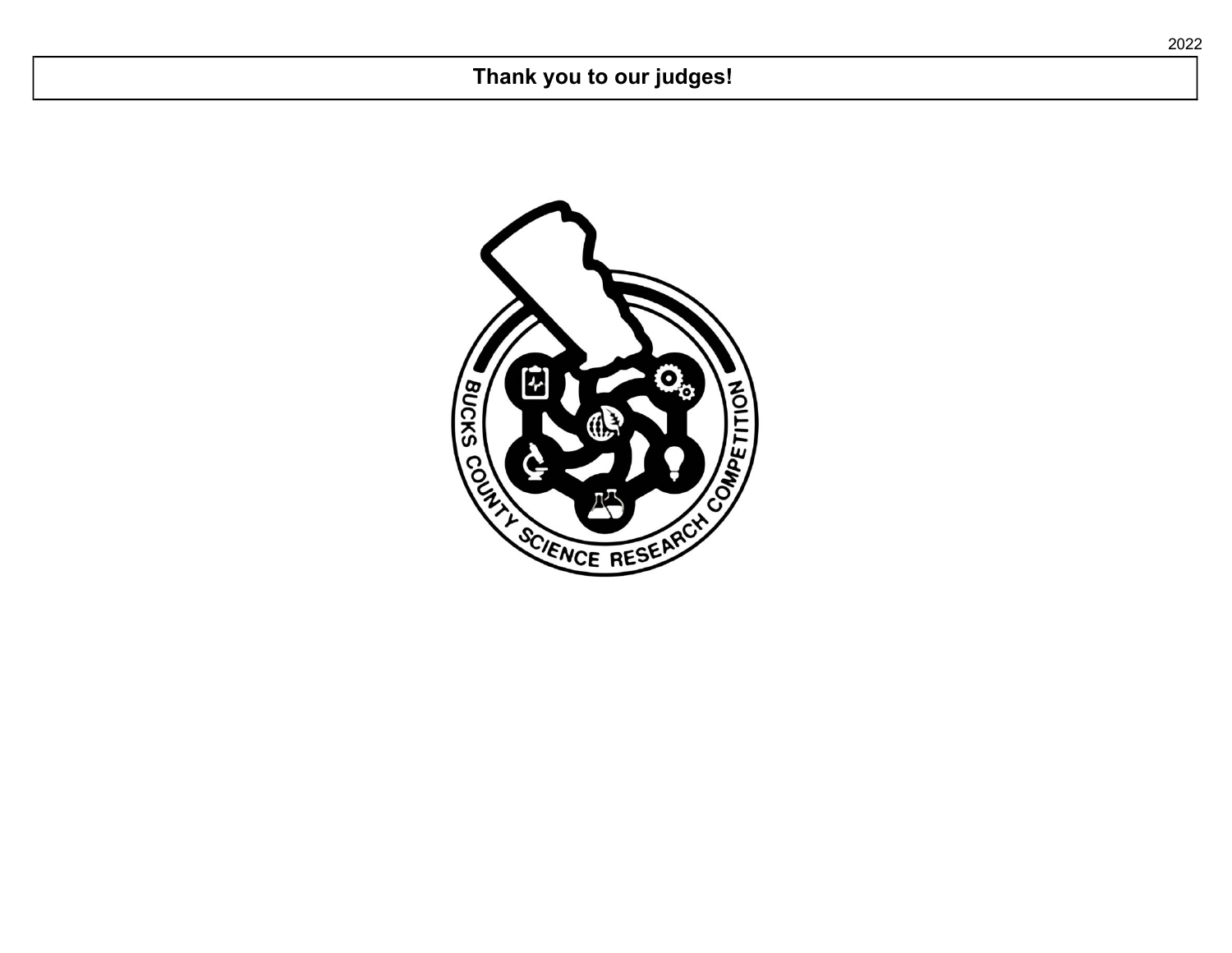**Thank you to our judges!**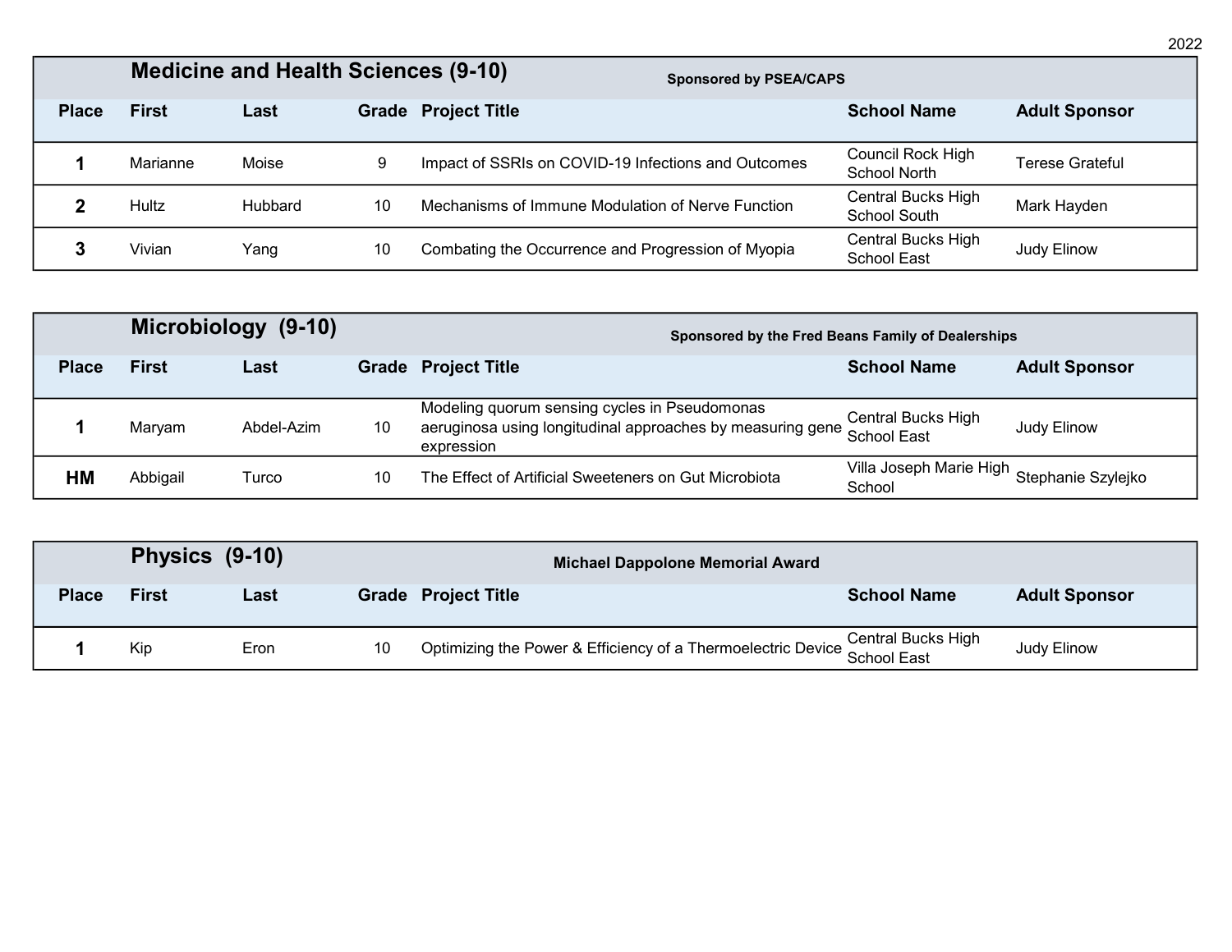## Medicine and Health Sciences (9-10)

**Sponsored by PSEA/CAPS**

| Place | First | Last | Grade | Project Title | School Name | Adult Sponsor |
|---|---|---|---|---|---|---|
| **1** | Marianne | Moise | 9 | Impact of SSRIs on COVID-19 Infections and Outcomes | Council Rock High School North | Terese Grateful |
| **2** | Hultz | Hubbard | 10 | Mechanisms of Immune Modulation of Nerve Function | Central Bucks High School South | Mark Hayden |
| **3** | Vivian | Yang | 10 | Combating the Occurrence and Progression of Myopia | Central Bucks High School East | Judy Elinow |

## Microbiology (9-10)

**Sponsored by the Fred Beans Family of Dealerships**

| Place | First | Last | Grade | Project Title | School Name | Adult Sponsor |
|---|---|---|---|---|---|---|
| **1** | Maryam | Abdel-Azim | 10 | Modeling quorum sensing cycles in Pseudomonas aeruginosa using longitudinal approaches by measuring gene expression | Central Bucks High School East | Judy Elinow |
| **HM** | Abbigail | Turco | 10 | The Effect of Artificial Sweeteners on Gut Microbiota | Villa Joseph Marie High School | Stephanie Szylejko |

## Physics (9-10)

**Michael Dappolone Memorial Award**

| Place | First | Last | Grade | Project Title | School Name | Adult Sponsor |
|---|---|---|---|---|---|---|
| **1** | Kip | Eron | 10 | Optimizing the Power & Efficiency of a Thermoelectric Device | Central Bucks High School East | Judy Elinow |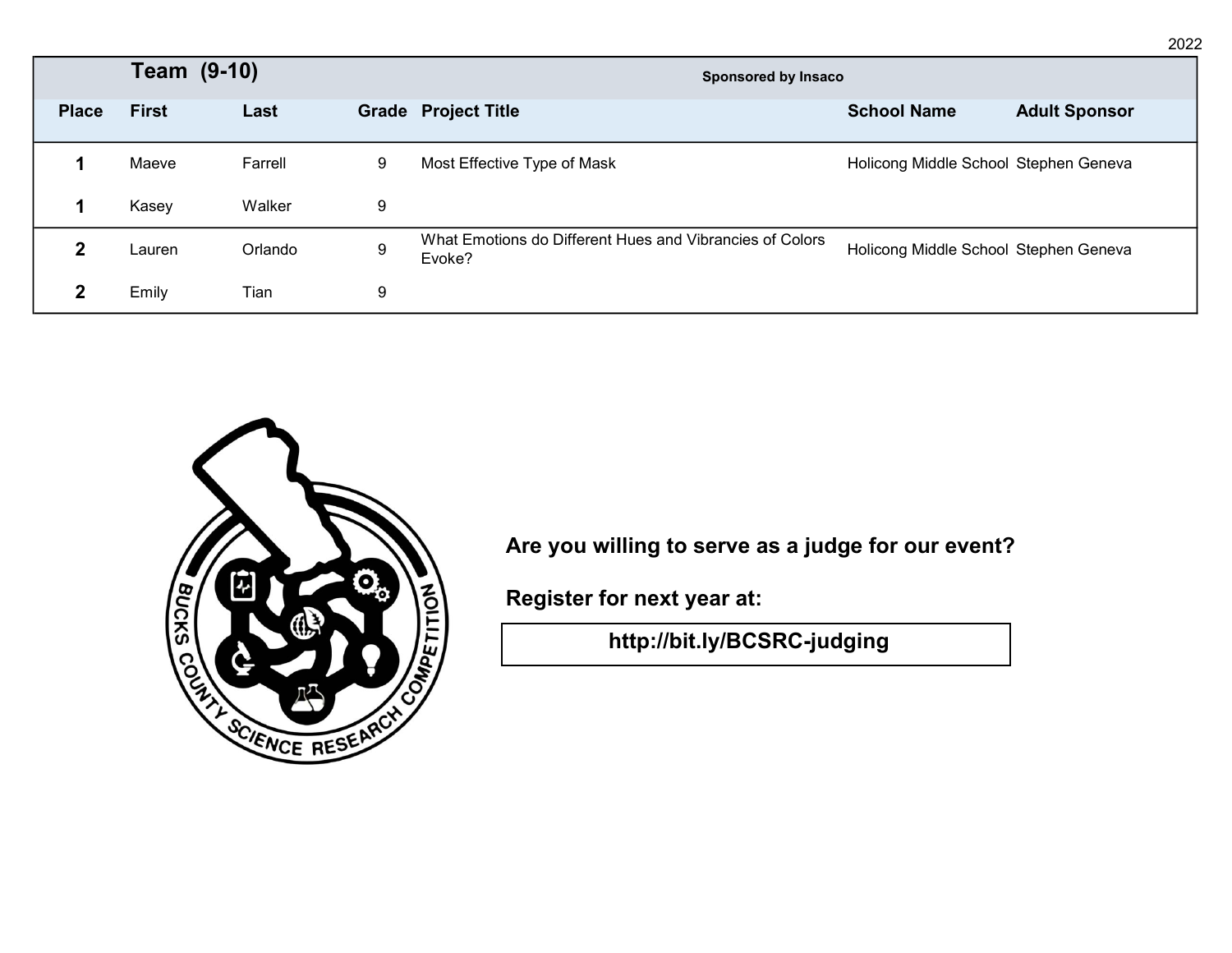## Team (9-10)

Sponsored by Insaco

| Place | First | Last | Grade | Project Title | School Name | Adult Sponsor |
|---|---|---|---|---|---|---|
| 1 | Maeve | Farrell | 9 | Most Effective Type of Mask | Holicong Middle School | Stephen Geneva |
| 1 | Kasey | Walker | 9 | | | |
| 2 | Lauren | Orlando | 9 | What Emotions do Different Hues and Vibrancies of Colors Evoke? | Holicong Middle School | Stephen Geneva |
| 2 | Emily | Tian | 9 | | | |

BUCKS COUNTY SCIENCE RESEARCH COMPETITION

**Are you willing to serve as a judge for our event?**

**Register for next year at:**

**http://bit.ly/BCSRC-judging**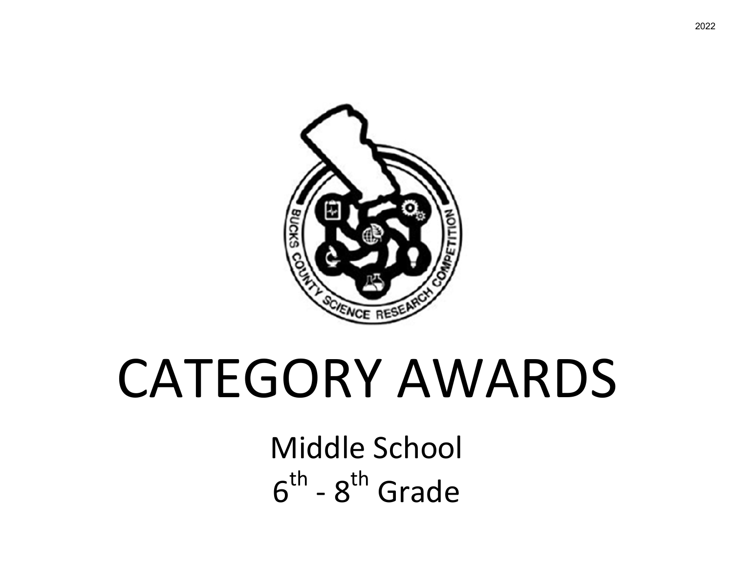2022

# CATEGORY AWARDS

Middle School

$6^{th}$ - $8^{th}$ Grade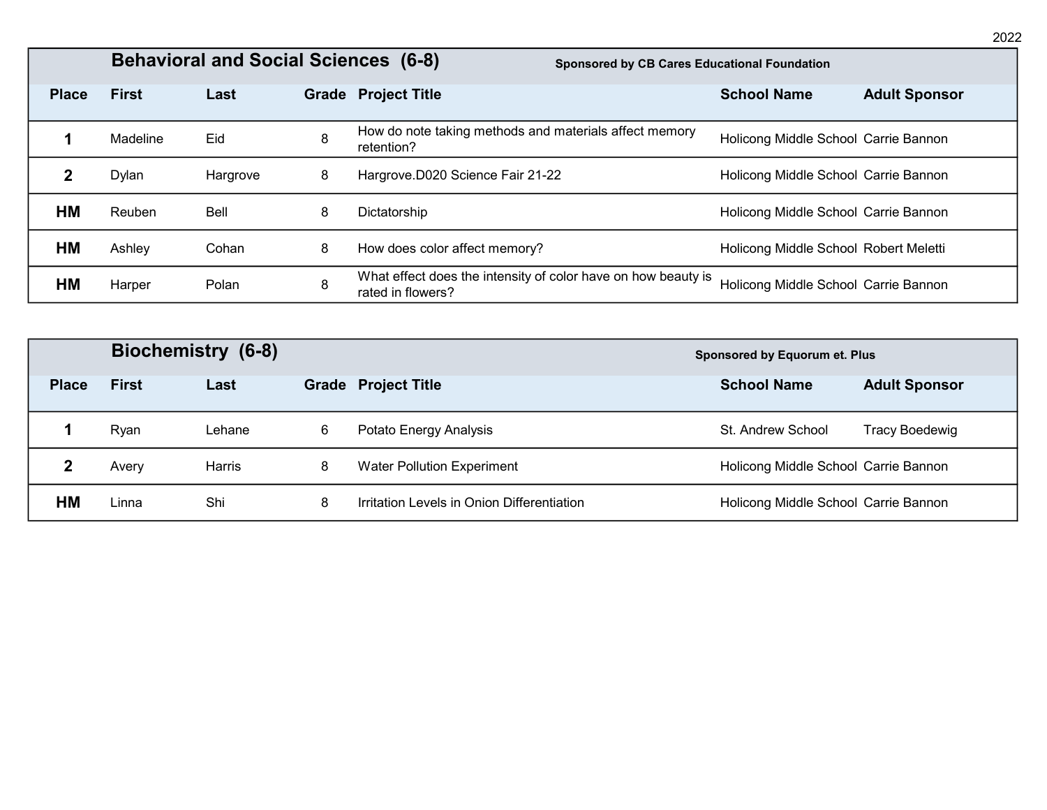2022

## Behavioral and Social Sciences (6-8)

**Sponsored by CB Cares Educational Foundation**

| Place | First | Last | Grade | Project Title | School Name | Adult Sponsor |
|---|---|---|---|---|---|---|
| **1** | Madeline | Eid | 8 | How do note taking methods and materials affect memory retention? | Holicong Middle School | Carrie Bannon |
| **2** | Dylan | Hargrove | 8 | Hargrove.D020 Science Fair 21-22 | Holicong Middle School | Carrie Bannon |
| **HM** | Reuben | Bell | 8 | Dictatorship | Holicong Middle School | Carrie Bannon |
| **HM** | Ashley | Cohan | 8 | How does color affect memory? | Holicong Middle School | Robert Meletti |
| **HM** | Harper | Polan | 8 | What effect does the intensity of color have on how beauty is rated in flowers? | Holicong Middle School | Carrie Bannon |

## Biochemistry (6-8)

**Sponsored by Equorum et. Plus**

| Place | First | Last | Grade | Project Title | School Name | Adult Sponsor |
|---|---|---|---|---|---|---|
| **1** | Ryan | Lehane | 6 | Potato Energy Analysis | St. Andrew School | Tracy Boedewig |
| **2** | Avery | Harris | 8 | Water Pollution Experiment | Holicong Middle School | Carrie Bannon |
| **HM** | Linna | Shi | 8 | Irritation Levels in Onion Differentiation | Holicong Middle School | Carrie Bannon |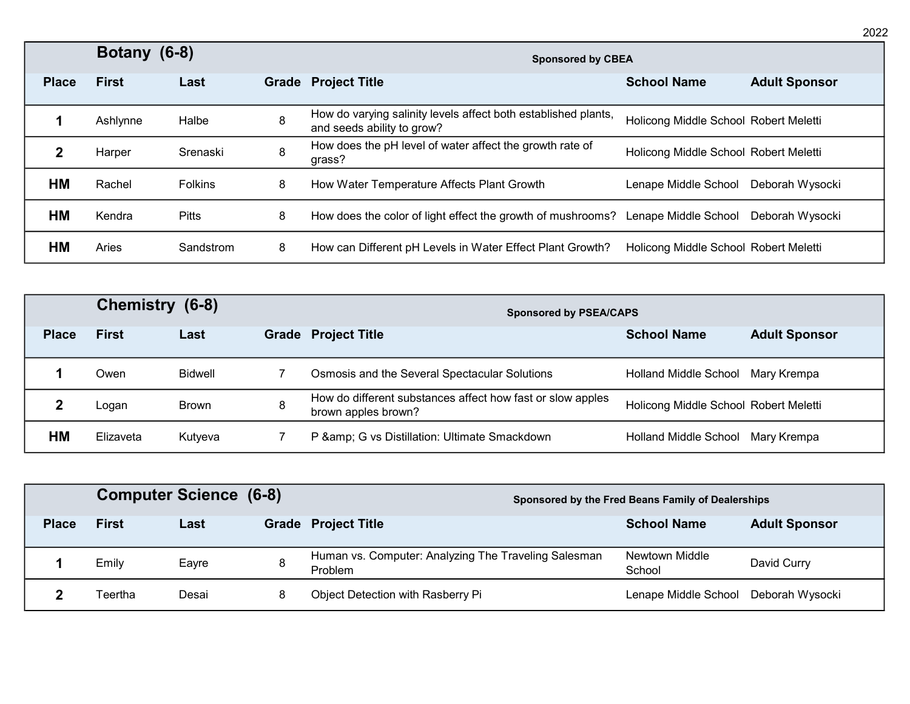## Botany (6-8)

Sponsored by CBEA

| Place | First | Last | Grade | Project Title | School Name | Adult Sponsor |
|---|---|---|---|---|---|---|
| 1 | Ashlynne | Halbe | 8 | How do varying salinity levels affect both established plants, and seeds ability to grow? | Holicong Middle School | Robert Meletti |
| 2 | Harper | Srenaski | 8 | How does the pH level of water affect the growth rate of grass? | Holicong Middle School | Robert Meletti |
| HM | Rachel | Folkins | 8 | How Water Temperature Affects Plant Growth | Lenape Middle School | Deborah Wysocki |
| HM | Kendra | Pitts | 8 | How does the color of light effect the growth of mushrooms? | Lenape Middle School | Deborah Wysocki |
| HM | Aries | Sandstrom | 8 | How can Different pH Levels in Water Effect Plant Growth? | Holicong Middle School | Robert Meletti |

## Chemistry (6-8)

Sponsored by PSEA/CAPS

| Place | First | Last | Grade | Project Title | School Name | Adult Sponsor |
|---|---|---|---|---|---|---|
| 1 | Owen | Bidwell | 7 | Osmosis and the Several Spectacular Solutions | Holland Middle School | Mary Krempa |
| 2 | Logan | Brown | 8 | How do different substances affect how fast or slow apples brown apples brown? | Holicong Middle School | Robert Meletti |
| HM | Elizaveta | Kutyeva | 7 | P &amp; G vs Distillation: Ultimate Smackdown | Holland Middle School | Mary Krempa |

## Computer Science (6-8)

Sponsored by the Fred Beans Family of Dealerships

| Place | First | Last | Grade | Project Title | School Name | Adult Sponsor |
|---|---|---|---|---|---|---|
| 1 | Emily | Eayre | 8 | Human vs. Computer: Analyzing The Traveling Salesman Problem | Newtown Middle School | David Curry |
| 2 | Teertha | Desai | 8 | Object Detection with Rasberry Pi | Lenape Middle School | Deborah Wysocki |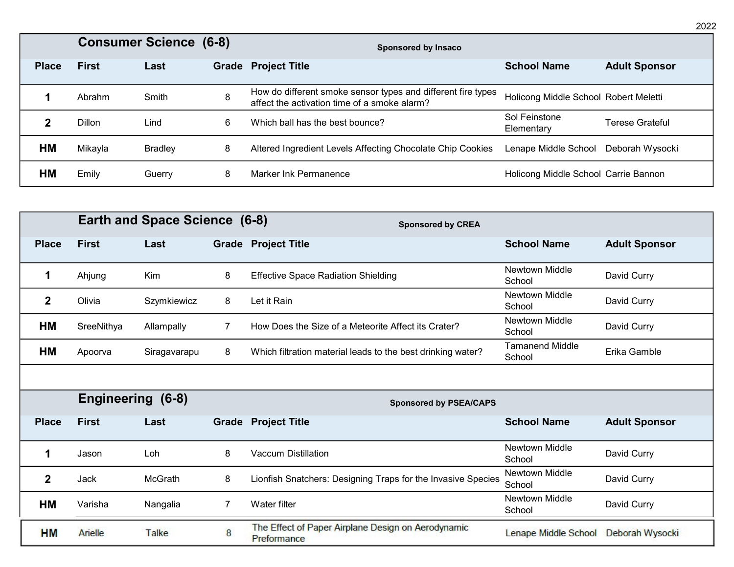## Consumer Science (6-8)

**Sponsored by Insaco**

| Place | First | Last | Grade | Project Title | School Name | Adult Sponsor |
|---|---|---|---|---|---|---|
| 1 | Abrahm | Smith | 8 | How do different smoke sensor types and different fire types affect the activation time of a smoke alarm? | Holicong Middle School | Robert Meletti |
| 2 | Dillon | Lind | 6 | Which ball has the best bounce? | Sol Feinstone Elementary | Terese Grateful |
| HM | Mikayla | Bradley | 8 | Altered Ingredient Levels Affecting Chocolate Chip Cookies | Lenape Middle School | Deborah Wysocki |
| HM | Emily | Guerry | 8 | Marker Ink Permanence | Holicong Middle School | Carrie Bannon |

## Earth and Space Science (6-8)

**Sponsored by CREA**

| Place | First | Last | Grade | Project Title | School Name | Adult Sponsor |
|---|---|---|---|---|---|---|
| 1 | Ahjung | Kim | 8 | Effective Space Radiation Shielding | Newtown Middle School | David Curry |
| 2 | Olivia | Szymkiewicz | 8 | Let it Rain | Newtown Middle School | David Curry |
| HM | SreeNithya | Allampally | 7 | How Does the Size of a Meteorite Affect its Crater? | Newtown Middle School | David Curry |
| HM | Apoorva | Siragavarapu | 8 | Which filtration material leads to the best drinking water? | Tamanend Middle School | Erika Gamble |

## Engineering (6-8)

**Sponsored by PSEA/CAPS**

| Place | First | Last | Grade | Project Title | School Name | Adult Sponsor |
|---|---|---|---|---|---|---|
| 1 | Jason | Loh | 8 | Vaccum Distillation | Newtown Middle School | David Curry |
| 2 | Jack | McGrath | 8 | Lionfish Snatchers: Designing Traps for the Invasive Species | Newtown Middle School | David Curry |
| HM | Varisha | Nangalia | 7 | Water filter | Newtown Middle School | David Curry |
| HM | Arielle | Talke | 8 | The Effect of Paper Airplane Design on Aerodynamic Preformance | Lenape Middle School | Deborah Wysocki |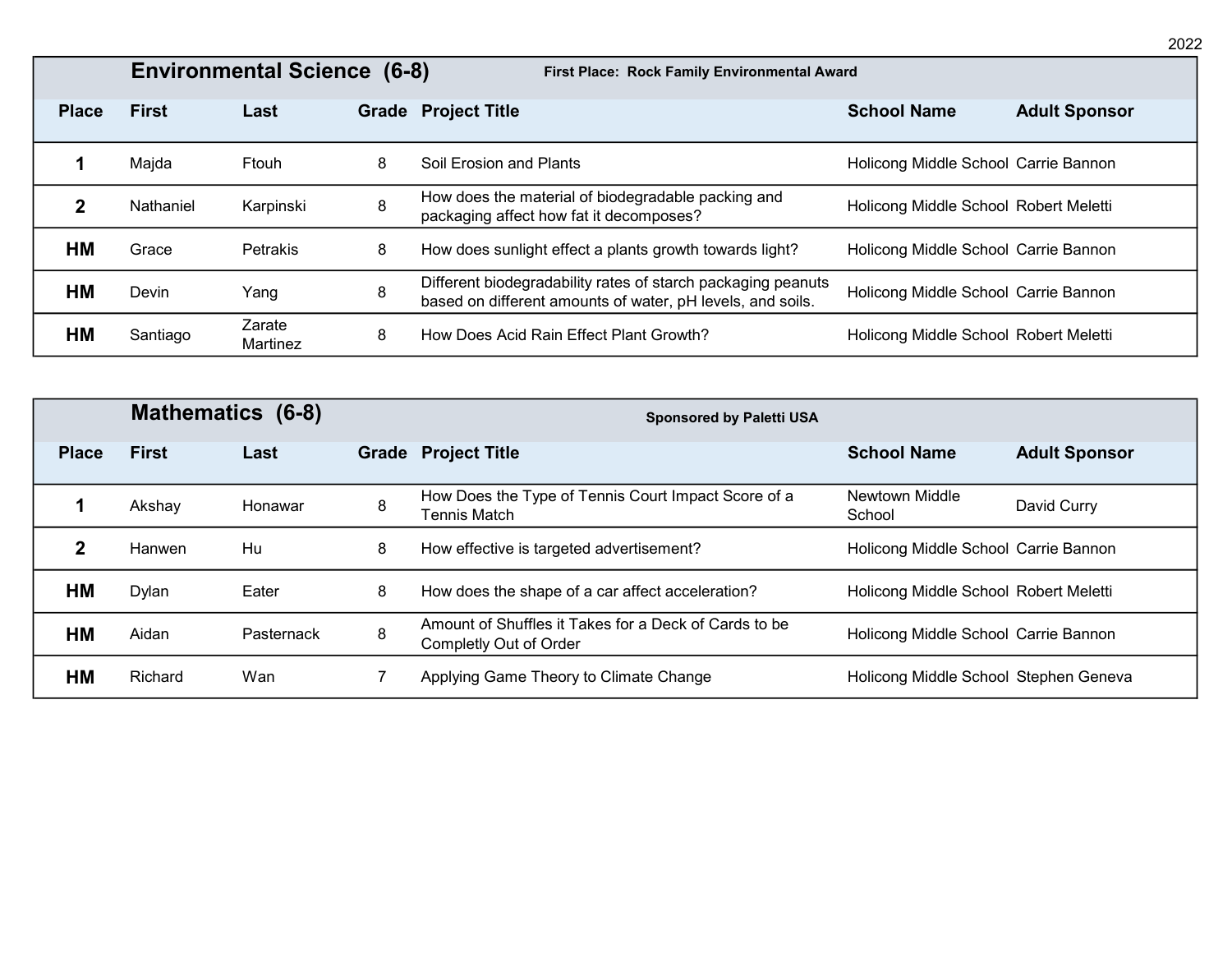## Environmental Science (6-8)

**First Place: Rock Family Environmental Award**

| Place | First | Last | Grade | Project Title | School Name | Adult Sponsor |
|---|---|---|---|---|---|---|
| **1** | Majda | Ftouh | 8 | Soil Erosion and Plants | Holicong Middle School | Carrie Bannon |
| **2** | Nathaniel | Karpinski | 8 | How does the material of biodegradable packing and packaging affect how fat it decomposes? | Holicong Middle School | Robert Meletti |
| **HM** | Grace | Petrakis | 8 | How does sunlight effect a plants growth towards light? | Holicong Middle School | Carrie Bannon |
| **HM** | Devin | Yang | 8 | Different biodegradability rates of starch packaging peanuts based on different amounts of water, pH levels, and soils. | Holicong Middle School | Carrie Bannon |
| **HM** | Santiago | Zarate Martinez | 8 | How Does Acid Rain Effect Plant Growth? | Holicong Middle School | Robert Meletti |

## Mathematics (6-8)

**Sponsored by Paletti USA**

| Place | First | Last | Grade | Project Title | School Name | Adult Sponsor |
|---|---|---|---|---|---|---|
| **1** | Akshay | Honawar | 8 | How Does the Type of Tennis Court Impact Score of a Tennis Match | Newtown Middle School | David Curry |
| **2** | Hanwen | Hu | 8 | How effective is targeted advertisement? | Holicong Middle School | Carrie Bannon |
| **HM** | Dylan | Eater | 8 | How does the shape of a car affect acceleration? | Holicong Middle School | Robert Meletti |
| **HM** | Aidan | Pasternack | 8 | Amount of Shuffles it Takes for a Deck of Cards to be Completly Out of Order | Holicong Middle School | Carrie Bannon |
| **HM** | Richard | Wan | 7 | Applying Game Theory to Climate Change | Holicong Middle School | Stephen Geneva |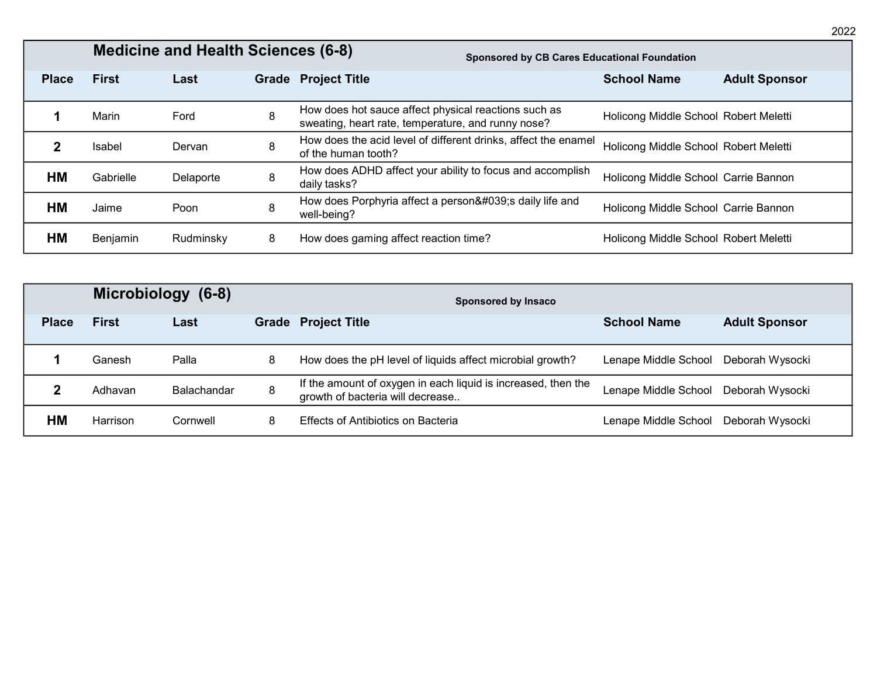## Medicine and Health Sciences (6-8)

**Sponsored by CB Cares Educational Foundation**

| Place | First | Last | Grade | Project Title | School Name | Adult Sponsor |
|---|---|---|---|---|---|---|
| 1 | Marin | Ford | 8 | How does hot sauce affect physical reactions such as sweating, heart rate, temperature, and runny nose? | Holicong Middle School | Robert Meletti |
| 2 | Isabel | Dervan | 8 | How does the acid level of different drinks, affect the enamel of the human tooth? | Holicong Middle School | Robert Meletti |
| HM | Gabrielle | Delaporte | 8 | How does ADHD affect your ability to focus and accomplish daily tasks? | Holicong Middle School | Carrie Bannon |
| HM | Jaime | Poon | 8 | How does Porphyria affect a person&#039;s daily life and well-being? | Holicong Middle School | Carrie Bannon |
| HM | Benjamin | Rudminsky | 8 | How does gaming affect reaction time? | Holicong Middle School | Robert Meletti |

## Microbiology (6-8)

**Sponsored by Insaco**

| Place | First | Last | Grade | Project Title | School Name | Adult Sponsor |
|---|---|---|---|---|---|---|
| 1 | Ganesh | Palla | 8 | How does the pH level of liquids affect microbial growth? | Lenape Middle School | Deborah Wysocki |
| 2 | Adhavan | Balachandar | 8 | If the amount of oxygen in each liquid is increased, then the growth of bacteria will decrease.. | Lenape Middle School | Deborah Wysocki |
| HM | Harrison | Cornwell | 8 | Effects of Antibiotics on Bacteria | Lenape Middle School | Deborah Wysocki |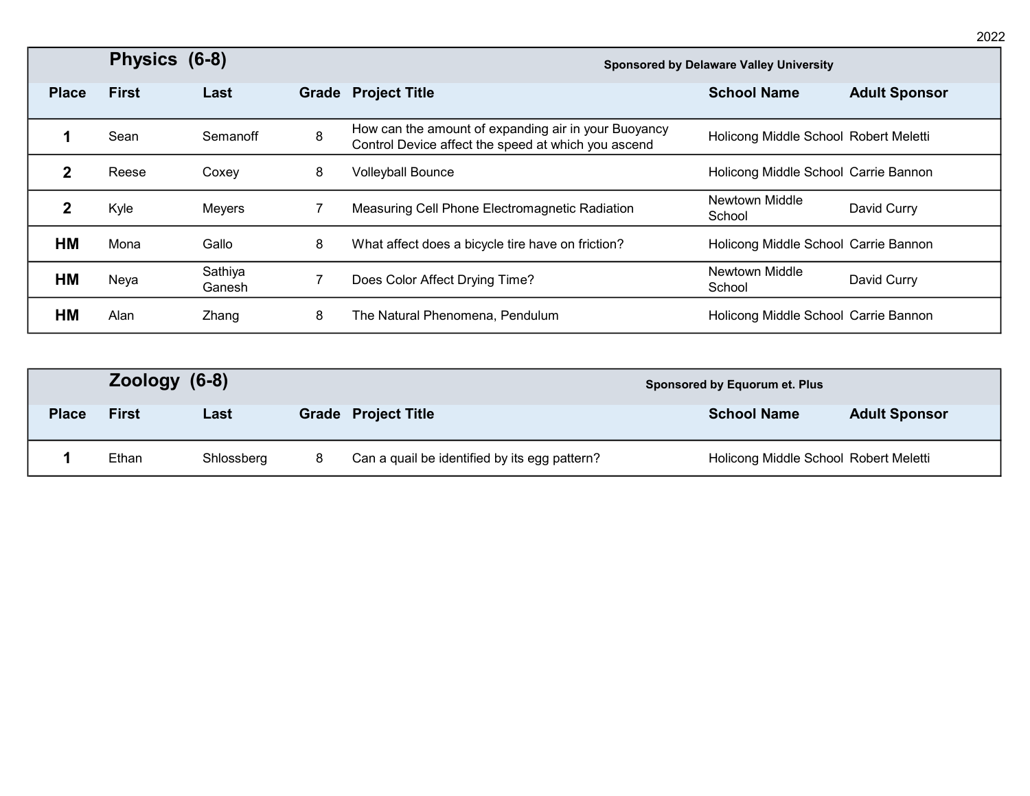## Physics (6-8)

**Sponsored by Delaware Valley University**

| Place | First | Last | Grade | Project Title | School Name | Adult Sponsor |
|---|---|---|---|---|---|---|
| **1** | Sean | Semanoff | 8 | How can the amount of expanding air in your Buoyancy Control Device affect the speed at which you ascend | Holicong Middle School | Robert Meletti |
| **2** | Reese | Coxey | 8 | Volleyball Bounce | Holicong Middle School | Carrie Bannon |
| **2** | Kyle | Meyers | 7 | Measuring Cell Phone Electromagnetic Radiation | Newtown Middle School | David Curry |
| **HM** | Mona | Gallo | 8 | What affect does a bicycle tire have on friction? | Holicong Middle School | Carrie Bannon |
| **HM** | Neya | Sathiya Ganesh | 7 | Does Color Affect Drying Time? | Newtown Middle School | David Curry |
| **HM** | Alan | Zhang | 8 | The Natural Phenomena, Pendulum | Holicong Middle School | Carrie Bannon |

## Zoology (6-8)

**Sponsored by Equorum et. Plus**

| Place | First | Last | Grade | Project Title | School Name | Adult Sponsor |
|---|---|---|---|---|---|---|
| **1** | Ethan | Shlossberg | 8 | Can a quail be identified by its egg pattern? | Holicong Middle School | Robert Meletti |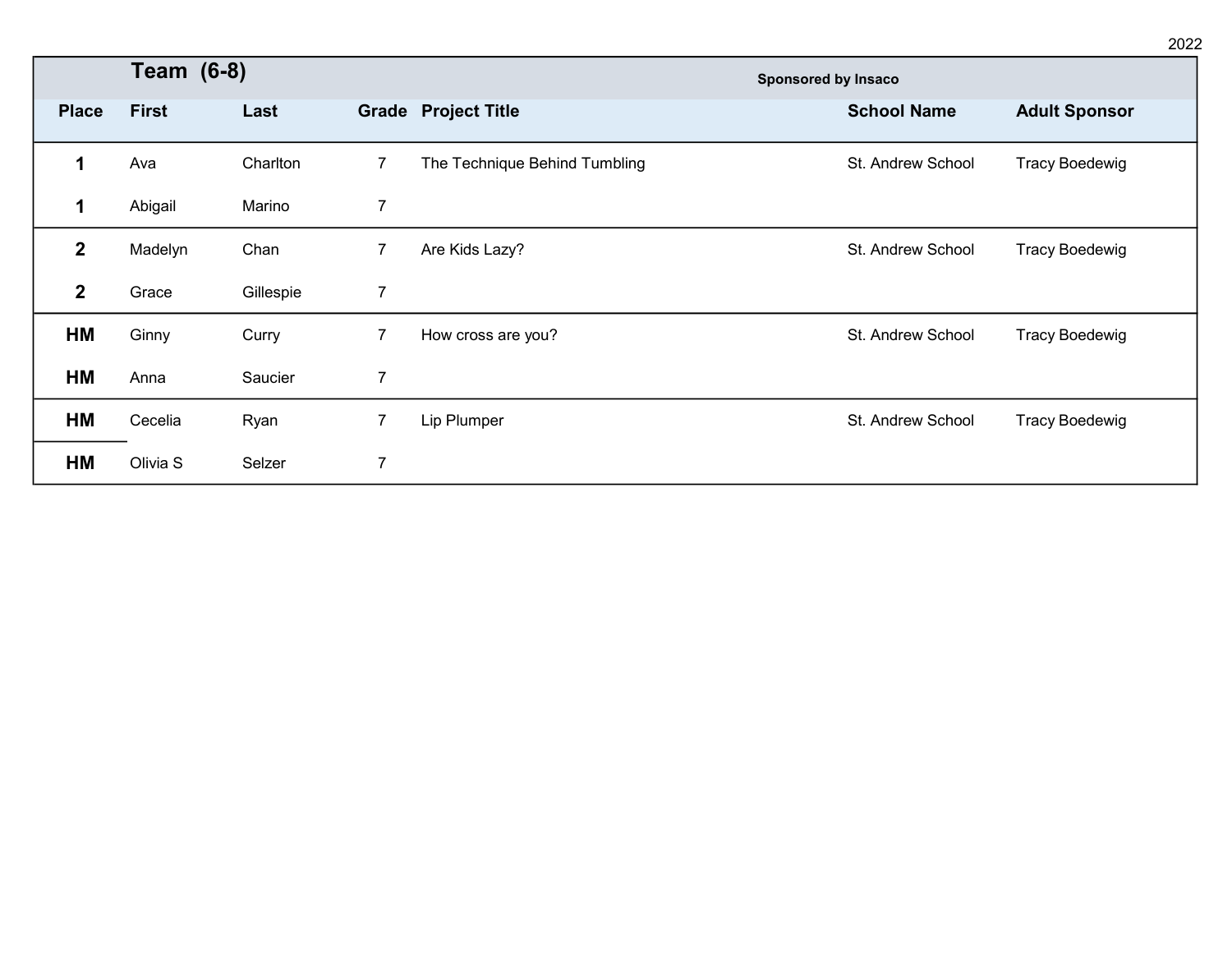2022

## Team (6-8)

**Sponsored by Insaco**

| Place | First | Last | Grade | Project Title | School Name | Adult Sponsor |
|---|---|---|---|---|---|---|
| **1** | Ava | Charlton | 7 | The Technique Behind Tumbling | St. Andrew School | Tracy Boedewig |
| **1** | Abigail | Marino | 7 | | | |
| **2** | Madelyn | Chan | 7 | Are Kids Lazy? | St. Andrew School | Tracy Boedewig |
| **2** | Grace | Gillespie | 7 | | | |
| **HM** | Ginny | Curry | 7 | How cross are you? | St. Andrew School | Tracy Boedewig |
| **HM** | Anna | Saucier | 7 | | | |
| **HM** | Cecelia | Ryan | 7 | Lip Plumper | St. Andrew School | Tracy Boedewig |
| **HM** | Olivia S | Selzer | 7 | | | |